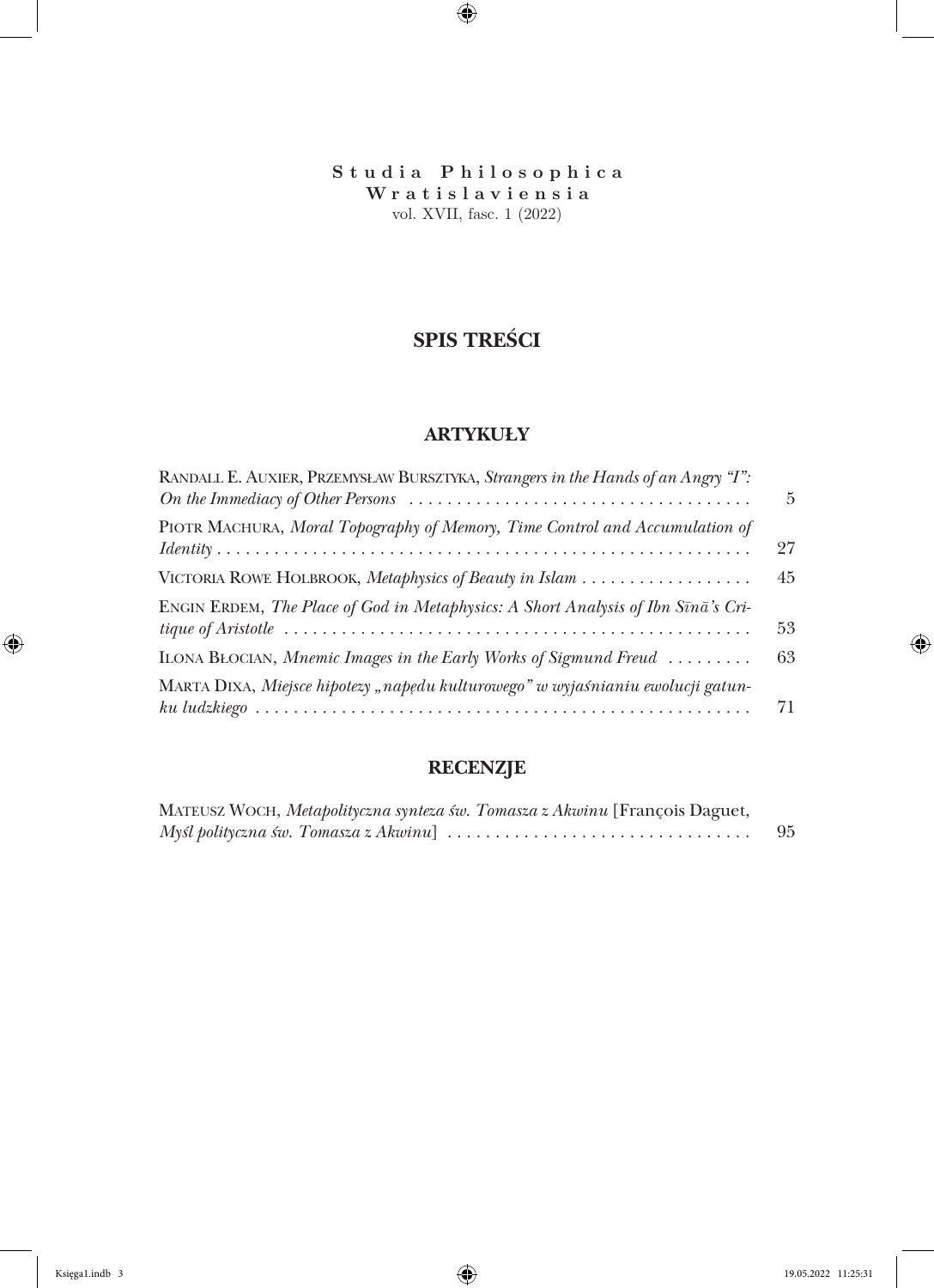**Studia Philosophica Wratislaviensia**
vol. XVII, fasc. 1 (2022)

# SPIS TREŚCI

## ARTYKUŁY

Randall E. Auxier, Przemysław Bursztyka, *Strangers in the Hands of an Angry "I": On the Immediacy of Other Persons* . . . . . . . . 5

Piotr Machura, *Moral Topography of Memory, Time Control and Accumulation of Identity* . . . . . . . . 27

Victoria Rowe Holbrook, *Metaphysics of Beauty in Islam* . . . . . . . . 45

Engin Erdem, *The Place of God in Metaphysics: A Short Analysis of Ibn Sīnā's Critique of Aristotle* . . . . . . . . 53

Ilona Błocian, *Mnemic Images in the Early Works of Sigmund Freud* . . . . . . . . 63

Marta Dixa, *Miejsce hipotezy „napędu kulturowego" w wyjaśnianiu ewolucji gatunku ludzkiego* . . . . . . . . 71

## RECENZJE

Mateusz Woch, *Metapolityczna synteza św. Tomasza z Akwinu* [François Daguet, *Myśl polityczna św. Tomasza z Akwinu*] . . . . . . . . 95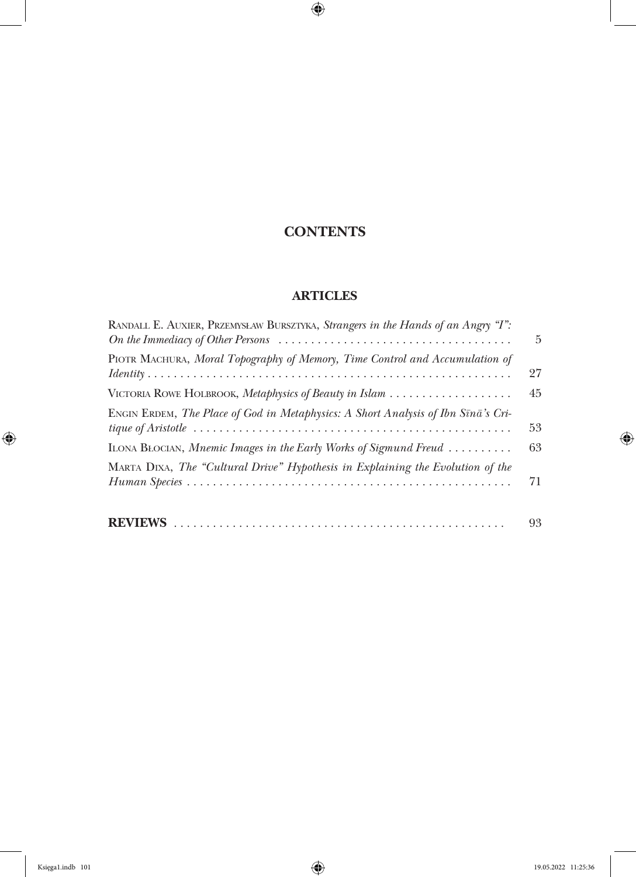# CONTENTS

## ARTICLES

Randall E. Auxier, Przemysław Bursztyka, *Strangers in the Hands of an Angry "I": On the Immediacy of Other Persons* . . . . . 5

Piotr Machura, *Moral Topography of Memory, Time Control and Accumulation of Identity* . . . . . 27

Victoria Rowe Holbrook, *Metaphysics of Beauty in Islam* . . . . . 45

Engin Erdem, *The Place of God in Metaphysics: A Short Analysis of Ibn Sīnā's Critique of Aristotle* . . . . . 53

Ilona Błocian, *Mnemic Images in the Early Works of Sigmund Freud* . . . . . 63

Marta Dixa, *The "Cultural Drive" Hypothesis in Explaining the Evolution of the Human Species* . . . . . 71

**REVIEWS** . . . . . 93